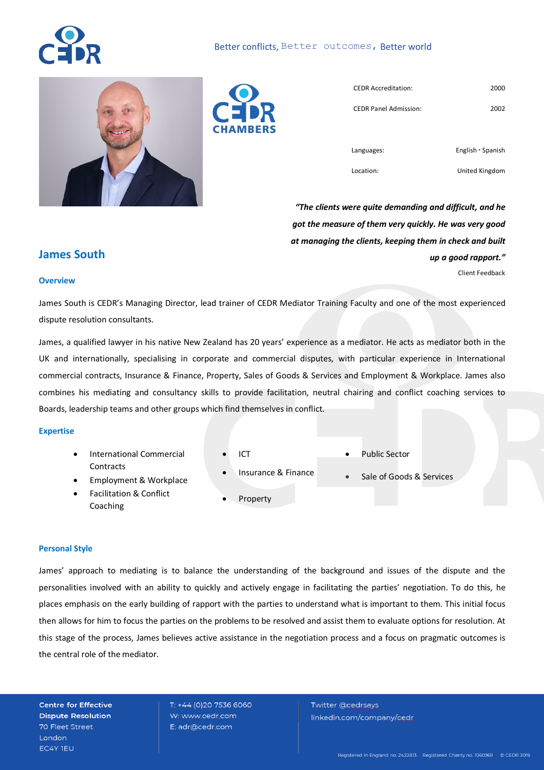Better conflicts, Better outcomes, Better world

| | |
|---|---|
| CEDR Accreditation: | 2000 |
| CEDR Panel Admission: | 2002 |
| Languages: | English · Spanish |
| Location: | United Kingdom |

***"The clients were quite demanding and difficult, and he got the measure of them very quickly. He was very good at managing the clients, keeping them in check and built up a good rapport."***

Client Feedback

## James South

### Overview

James South is CEDR's Managing Director, lead trainer of CEDR Mediator Training Faculty and one of the most experienced dispute resolution consultants.

James, a qualified lawyer in his native New Zealand has 20 years' experience as a mediator. He acts as mediator both in the UK and internationally, specialising in corporate and commercial disputes, with particular experience in International commercial contracts, Insurance & Finance, Property, Sales of Goods & Services and Employment & Workplace. James also combines his mediating and consultancy skills to provide facilitation, neutral chairing and conflict coaching services to Boards, leadership teams and other groups which find themselves in conflict.

### Expertise

- International Commercial Contracts
- Employment & Workplace
- Facilitation & Conflict Coaching
- ICT
- Insurance & Finance
- Property
- Public Sector
- Sale of Goods & Services

### Personal Style

James' approach to mediating is to balance the understanding of the background and issues of the dispute and the personalities involved with an ability to quickly and actively engage in facilitating the parties' negotiation. To do this, he places emphasis on the early building of rapport with the parties to understand what is important to them. This initial focus then allows for him to focus the parties on the problems to be resolved and assist them to evaluate options for resolution. At this stage of the process, James believes active assistance in the negotiation process and a focus on pragmatic outcomes is the central role of the mediator.

**Centre for Effective Dispute Resolution**
70 Fleet Street
London
EC4Y 1EU

T: +44 (0)20 7536 6060
W: www.cedr.com
E: adr@cedr.com

Twitter @cedrsays
linkedin.com/company/cedr

Registered in England no. 2422813 Registered Charity no. 1060369 © CEDR 2019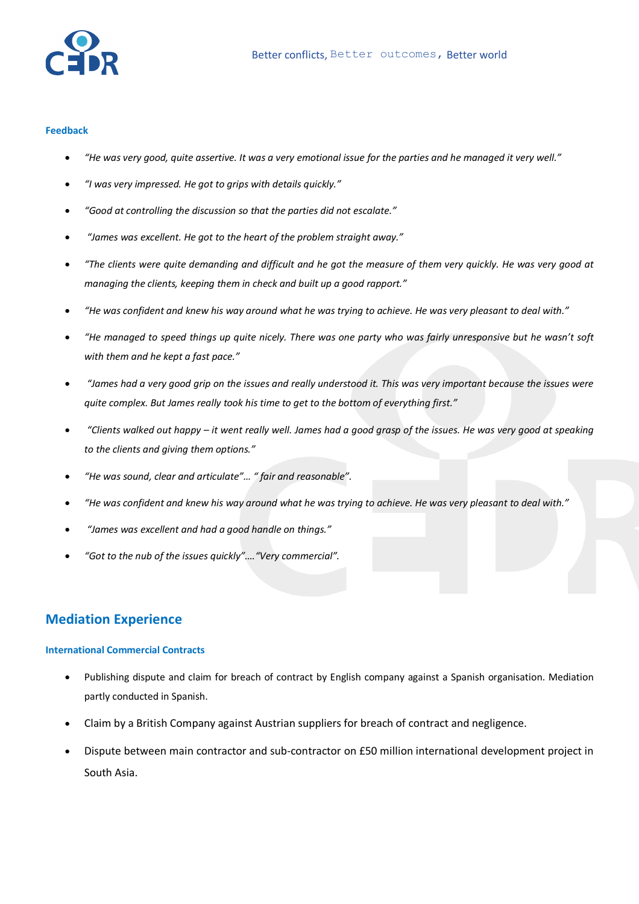#### Feedback

- *"He was very good, quite assertive. It was a very emotional issue for the parties and he managed it very well."*
- *"I was very impressed. He got to grips with details quickly."*
- *"Good at controlling the discussion so that the parties did not escalate."*
- *"James was excellent. He got to the heart of the problem straight away."*
- *"The clients were quite demanding and difficult and he got the measure of them very quickly. He was very good at managing the clients, keeping them in check and built up a good rapport."*
- *"He was confident and knew his way around what he was trying to achieve. He was very pleasant to deal with."*
- *"He managed to speed things up quite nicely. There was one party who was fairly unresponsive but he wasn't soft with them and he kept a fast pace."*
- *"James had a very good grip on the issues and really understood it. This was very important because the issues were quite complex. But James really took his time to get to the bottom of everything first."*
- *"Clients walked out happy – it went really well. James had a good grasp of the issues. He was very good at speaking to the clients and giving them options."*
- *"He was sound, clear and articulate"… " fair and reasonable".*
- *"He was confident and knew his way around what he was trying to achieve. He was very pleasant to deal with."*
- *"James was excellent and had a good handle on things."*
- *"Got to the nub of the issues quickly"…."Very commercial".*

## Mediation Experience

#### International Commercial Contracts

- Publishing dispute and claim for breach of contract by English company against a Spanish organisation. Mediation partly conducted in Spanish.
- Claim by a British Company against Austrian suppliers for breach of contract and negligence.
- Dispute between main contractor and sub-contractor on £50 million international development project in South Asia.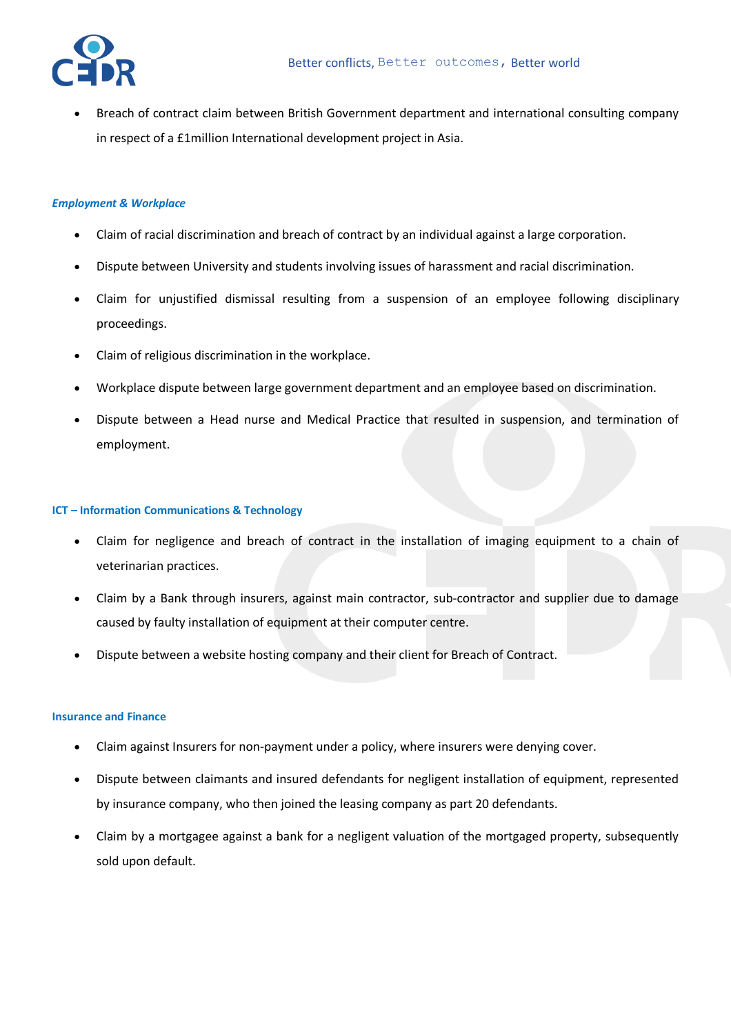- Breach of contract claim between British Government department and international consulting company in respect of a £1million International development project in Asia.

### *Employment & Workplace*

- Claim of racial discrimination and breach of contract by an individual against a large corporation.
- Dispute between University and students involving issues of harassment and racial discrimination.
- Claim for unjustified dismissal resulting from a suspension of an employee following disciplinary proceedings.
- Claim of religious discrimination in the workplace.
- Workplace dispute between large government department and an employee based on discrimination.
- Dispute between a Head nurse and Medical Practice that resulted in suspension, and termination of employment.

### ICT – Information Communications & Technology

- Claim for negligence and breach of contract in the installation of imaging equipment to a chain of veterinarian practices.
- Claim by a Bank through insurers, against main contractor, sub-contractor and supplier due to damage caused by faulty installation of equipment at their computer centre.
- Dispute between a website hosting company and their client for Breach of Contract.

### Insurance and Finance

- Claim against Insurers for non-payment under a policy, where insurers were denying cover.
- Dispute between claimants and insured defendants for negligent installation of equipment, represented by insurance company, who then joined the leasing company as part 20 defendants.
- Claim by a mortgagee against a bank for a negligent valuation of the mortgaged property, subsequently sold upon default.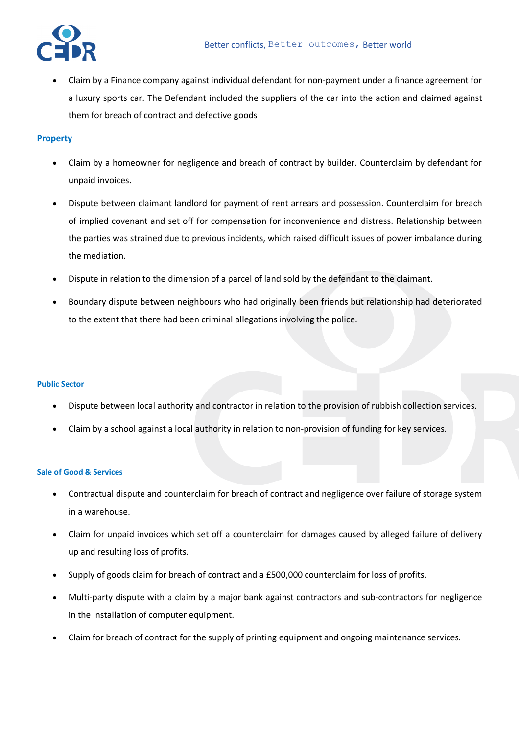- Claim by a Finance company against individual defendant for non-payment under a finance agreement for a luxury sports car. The Defendant included the suppliers of the car into the action and claimed against them for breach of contract and defective goods

### Property

- Claim by a homeowner for negligence and breach of contract by builder. Counterclaim by defendant for unpaid invoices.
- Dispute between claimant landlord for payment of rent arrears and possession. Counterclaim for breach of implied covenant and set off for compensation for inconvenience and distress. Relationship between the parties was strained due to previous incidents, which raised difficult issues of power imbalance during the mediation.
- Dispute in relation to the dimension of a parcel of land sold by the defendant to the claimant.
- Boundary dispute between neighbours who had originally been friends but relationship had deteriorated to the extent that there had been criminal allegations involving the police.

### Public Sector

- Dispute between local authority and contractor in relation to the provision of rubbish collection services.
- Claim by a school against a local authority in relation to non-provision of funding for key services.

### Sale of Good & Services

- Contractual dispute and counterclaim for breach of contract and negligence over failure of storage system in a warehouse.
- Claim for unpaid invoices which set off a counterclaim for damages caused by alleged failure of delivery up and resulting loss of profits.
- Supply of goods claim for breach of contract and a £500,000 counterclaim for loss of profits.
- Multi-party dispute with a claim by a major bank against contractors and sub-contractors for negligence in the installation of computer equipment.
- Claim for breach of contract for the supply of printing equipment and ongoing maintenance services.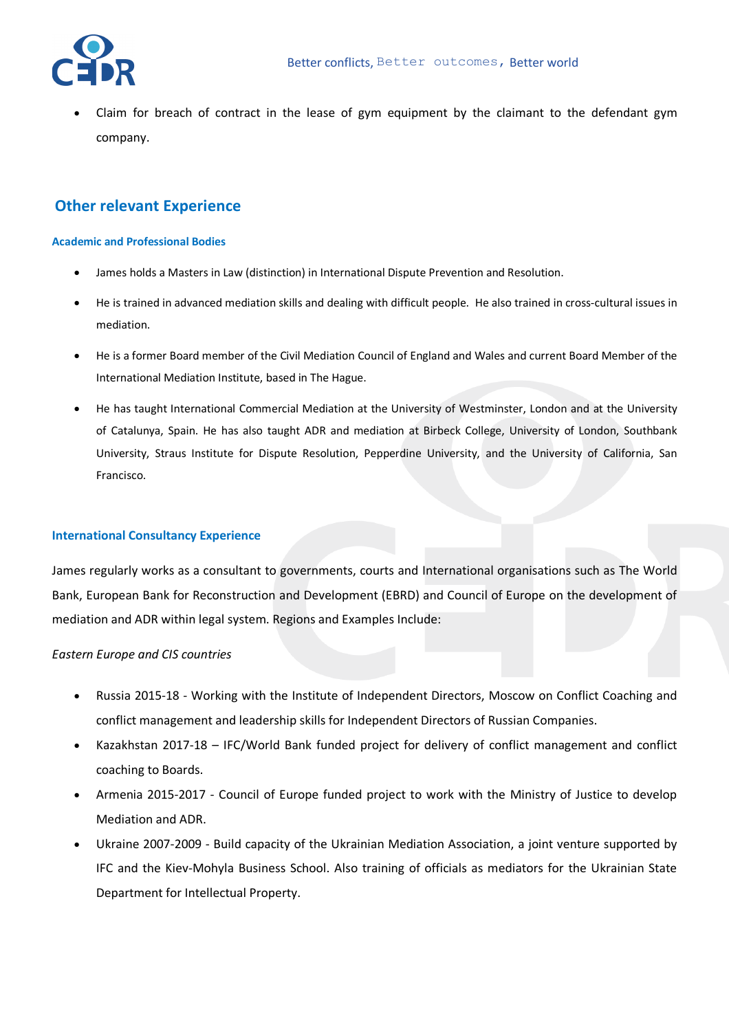- Claim for breach of contract in the lease of gym equipment by the claimant to the defendant gym company.

## Other relevant Experience

### Academic and Professional Bodies

- James holds a Masters in Law (distinction) in International Dispute Prevention and Resolution.
- He is trained in advanced mediation skills and dealing with difficult people. He also trained in cross-cultural issues in mediation.
- He is a former Board member of the Civil Mediation Council of England and Wales and current Board Member of the International Mediation Institute, based in The Hague.
- He has taught International Commercial Mediation at the University of Westminster, London and at the University of Catalunya, Spain. He has also taught ADR and mediation at Birbeck College, University of London, Southbank University, Straus Institute for Dispute Resolution, Pepperdine University, and the University of California, San Francisco.

### International Consultancy Experience

James regularly works as a consultant to governments, courts and International organisations such as The World Bank, European Bank for Reconstruction and Development (EBRD) and Council of Europe on the development of mediation and ADR within legal system. Regions and Examples Include:

*Eastern Europe and CIS countries*

- Russia 2015-18 - Working with the Institute of Independent Directors, Moscow on Conflict Coaching and conflict management and leadership skills for Independent Directors of Russian Companies.
- Kazakhstan 2017-18 – IFC/World Bank funded project for delivery of conflict management and conflict coaching to Boards.
- Armenia 2015-2017 - Council of Europe funded project to work with the Ministry of Justice to develop Mediation and ADR.
- Ukraine 2007-2009 - Build capacity of the Ukrainian Mediation Association, a joint venture supported by IFC and the Kiev-Mohyla Business School. Also training of officials as mediators for the Ukrainian State Department for Intellectual Property.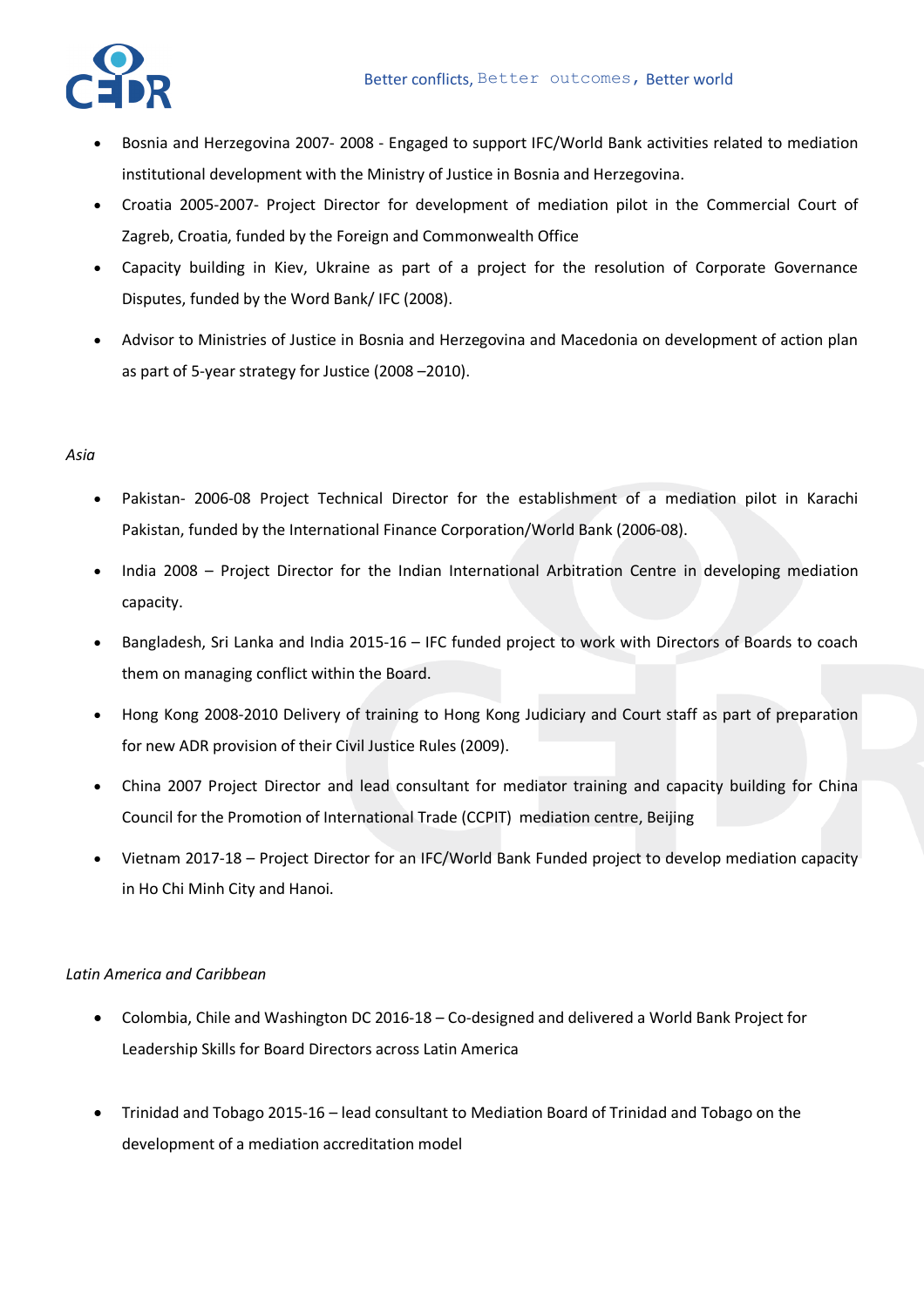- Bosnia and Herzegovina 2007- 2008 - Engaged to support IFC/World Bank activities related to mediation institutional development with the Ministry of Justice in Bosnia and Herzegovina.
- Croatia 2005-2007- Project Director for development of mediation pilot in the Commercial Court of Zagreb, Croatia, funded by the Foreign and Commonwealth Office
- Capacity building in Kiev, Ukraine as part of a project for the resolution of Corporate Governance Disputes, funded by the Word Bank/ IFC (2008).
- Advisor to Ministries of Justice in Bosnia and Herzegovina and Macedonia on development of action plan as part of 5-year strategy for Justice (2008 –2010).

*Asia*

- Pakistan- 2006-08 Project Technical Director for the establishment of a mediation pilot in Karachi Pakistan, funded by the International Finance Corporation/World Bank (2006-08).
- India 2008 – Project Director for the Indian International Arbitration Centre in developing mediation capacity.
- Bangladesh, Sri Lanka and India 2015-16 – IFC funded project to work with Directors of Boards to coach them on managing conflict within the Board.
- Hong Kong 2008-2010 Delivery of training to Hong Kong Judiciary and Court staff as part of preparation for new ADR provision of their Civil Justice Rules (2009).
- China 2007 Project Director and lead consultant for mediator training and capacity building for China Council for the Promotion of International Trade (CCPIT) mediation centre, Beijing
- Vietnam 2017-18 – Project Director for an IFC/World Bank Funded project to develop mediation capacity in Ho Chi Minh City and Hanoi.

*Latin America and Caribbean*

- Colombia, Chile and Washington DC 2016-18 – Co-designed and delivered a World Bank Project for Leadership Skills for Board Directors across Latin America
- Trinidad and Tobago 2015-16 – lead consultant to Mediation Board of Trinidad and Tobago on the development of a mediation accreditation model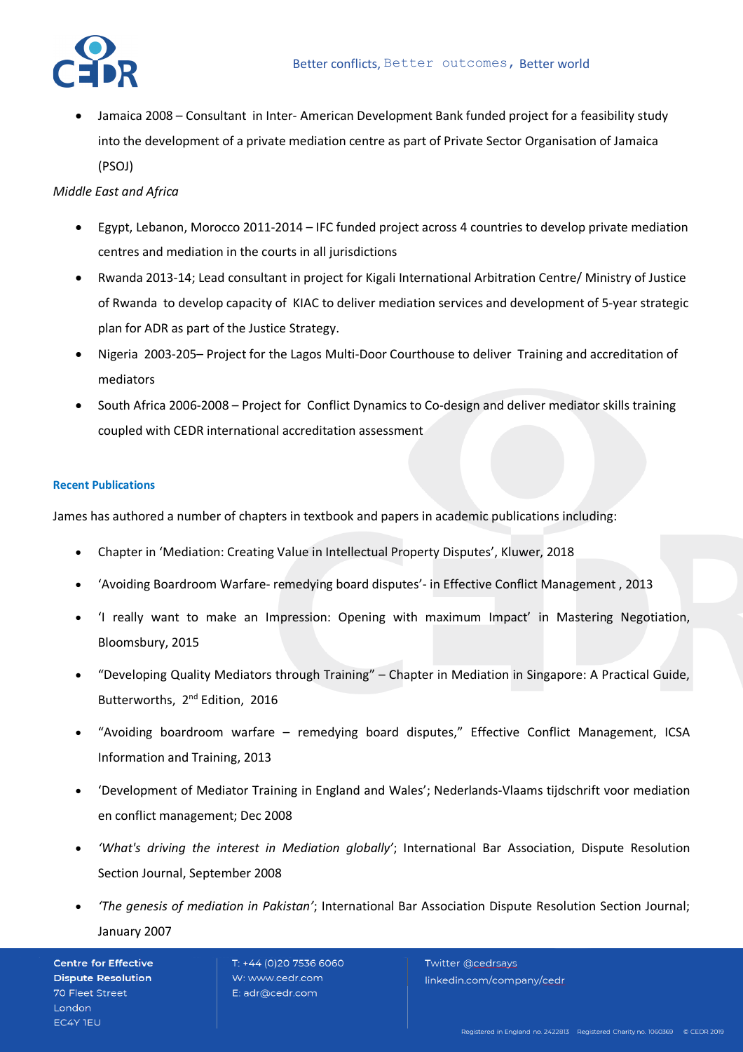- Jamaica 2008 – Consultant in Inter- American Development Bank funded project for a feasibility study into the development of a private mediation centre as part of Private Sector Organisation of Jamaica (PSOJ)

*Middle East and Africa*

- Egypt, Lebanon, Morocco 2011-2014 – IFC funded project across 4 countries to develop private mediation centres and mediation in the courts in all jurisdictions
- Rwanda 2013-14; Lead consultant in project for Kigali International Arbitration Centre/ Ministry of Justice of Rwanda to develop capacity of KIAC to deliver mediation services and development of 5-year strategic plan for ADR as part of the Justice Strategy.
- Nigeria 2003-205– Project for the Lagos Multi-Door Courthouse to deliver Training and accreditation of mediators
- South Africa 2006-2008 – Project for Conflict Dynamics to Co-design and deliver mediator skills training coupled with CEDR international accreditation assessment

**Recent Publications**

James has authored a number of chapters in textbook and papers in academic publications including:

- Chapter in 'Mediation: Creating Value in Intellectual Property Disputes', Kluwer, 2018
- 'Avoiding Boardroom Warfare- remedying board disputes'- in Effective Conflict Management , 2013
- 'I really want to make an Impression: Opening with maximum Impact' in Mastering Negotiation, Bloomsbury, 2015
- "Developing Quality Mediators through Training" – Chapter in Mediation in Singapore: A Practical Guide, Butterworths, 2nd Edition, 2016
- "Avoiding boardroom warfare – remedying board disputes," Effective Conflict Management, ICSA Information and Training, 2013
- 'Development of Mediator Training in England and Wales'; Nederlands-Vlaams tijdschrift voor mediation en conflict management; Dec 2008
- *'What's driving the interest in Mediation globally'*; International Bar Association, Dispute Resolution Section Journal, September 2008
- *'The genesis of mediation in Pakistan'*; International Bar Association Dispute Resolution Section Journal; January 2007